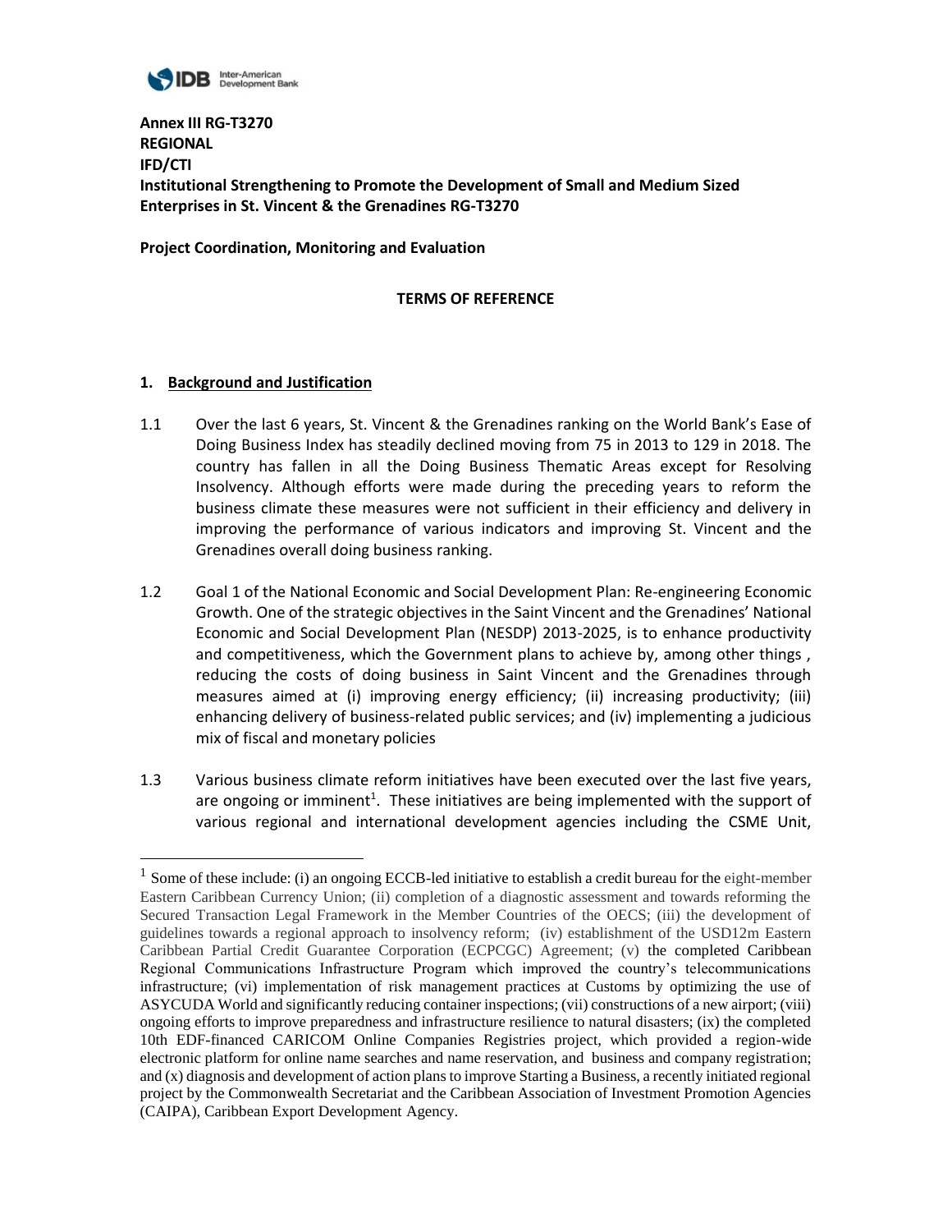**Annex III RG-T3270**
**REGIONAL**
**IFD/CTI**
**Institutional Strengthening to Promote the Development of Small and Medium Sized Enterprises in St. Vincent & the Grenadines RG-T3270**

**Project Coordination, Monitoring and Evaluation**

**TERMS OF REFERENCE**

## 1. Background and Justification

1.1 Over the last 6 years, St. Vincent & the Grenadines ranking on the World Bank's Ease of Doing Business Index has steadily declined moving from 75 in 2013 to 129 in 2018. The country has fallen in all the Doing Business Thematic Areas except for Resolving Insolvency. Although efforts were made during the preceding years to reform the business climate these measures were not sufficient in their efficiency and delivery in improving the performance of various indicators and improving St. Vincent and the Grenadines overall doing business ranking.

1.2 Goal 1 of the National Economic and Social Development Plan: Re-engineering Economic Growth. One of the strategic objectives in the Saint Vincent and the Grenadines' National Economic and Social Development Plan (NESDP) 2013-2025, is to enhance productivity and competitiveness, which the Government plans to achieve by, among other things , reducing the costs of doing business in Saint Vincent and the Grenadines through measures aimed at (i) improving energy efficiency; (ii) increasing productivity; (iii) enhancing delivery of business-related public services; and (iv) implementing a judicious mix of fiscal and monetary policies

1.3 Various business climate reform initiatives have been executed over the last five years, are ongoing or imminent[1]. These initiatives are being implemented with the support of various regional and international development agencies including the CSME Unit,

[1] Some of these include: (i) an ongoing ECCB-led initiative to establish a credit bureau for the eight-member Eastern Caribbean Currency Union; (ii) completion of a diagnostic assessment and towards reforming the Secured Transaction Legal Framework in the Member Countries of the OECS; (iii) the development of guidelines towards a regional approach to insolvency reform; (iv) establishment of the USD12m Eastern Caribbean Partial Credit Guarantee Corporation (ECPCGC) Agreement; (v) the completed Caribbean Regional Communications Infrastructure Program which improved the country's telecommunications infrastructure; (vi) implementation of risk management practices at Customs by optimizing the use of ASYCUDA World and significantly reducing container inspections; (vii) constructions of a new airport; (viii) ongoing efforts to improve preparedness and infrastructure resilience to natural disasters; (ix) the completed 10th EDF-financed CARICOM Online Companies Registries project, which provided a region-wide electronic platform for online name searches and name reservation, and business and company registration; and (x) diagnosis and development of action plans to improve Starting a Business, a recently initiated regional project by the Commonwealth Secretariat and the Caribbean Association of Investment Promotion Agencies (CAIPA), Caribbean Export Development Agency.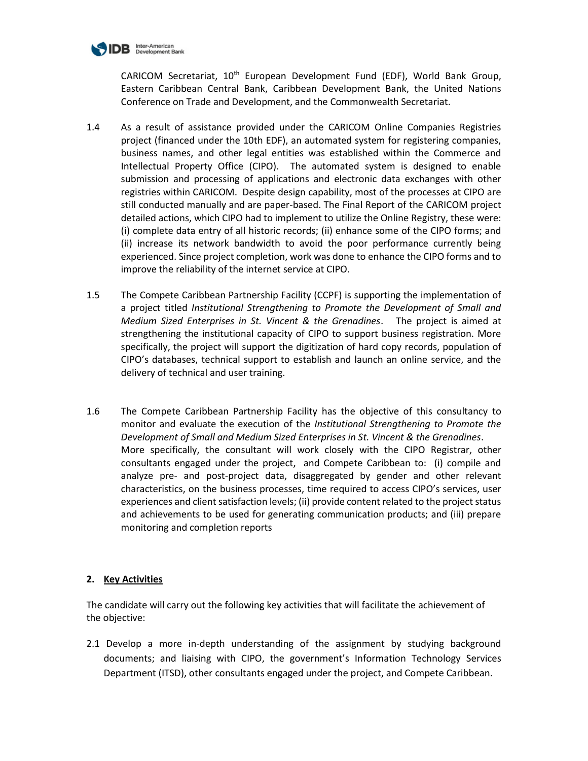CARICOM Secretariat, 10th European Development Fund (EDF), World Bank Group, Eastern Caribbean Central Bank, Caribbean Development Bank, the United Nations Conference on Trade and Development, and the Commonwealth Secretariat.

1.4 As a result of assistance provided under the CARICOM Online Companies Registries project (financed under the 10th EDF), an automated system for registering companies, business names, and other legal entities was established within the Commerce and Intellectual Property Office (CIPO). The automated system is designed to enable submission and processing of applications and electronic data exchanges with other registries within CARICOM. Despite design capability, most of the processes at CIPO are still conducted manually and are paper-based. The Final Report of the CARICOM project detailed actions, which CIPO had to implement to utilize the Online Registry, these were: (i) complete data entry of all historic records; (ii) enhance some of the CIPO forms; and (ii) increase its network bandwidth to avoid the poor performance currently being experienced. Since project completion, work was done to enhance the CIPO forms and to improve the reliability of the internet service at CIPO.

1.5 The Compete Caribbean Partnership Facility (CCPF) is supporting the implementation of a project titled *Institutional Strengthening to Promote the Development of Small and Medium Sized Enterprises in St. Vincent & the Grenadines*. The project is aimed at strengthening the institutional capacity of CIPO to support business registration. More specifically, the project will support the digitization of hard copy records, population of CIPO's databases, technical support to establish and launch an online service, and the delivery of technical and user training.

1.6 The Compete Caribbean Partnership Facility has the objective of this consultancy to monitor and evaluate the execution of the *Institutional Strengthening to Promote the Development of Small and Medium Sized Enterprises in St. Vincent & the Grenadines*. More specifically, the consultant will work closely with the CIPO Registrar, other consultants engaged under the project, and Compete Caribbean to: (i) compile and analyze pre- and post-project data, disaggregated by gender and other relevant characteristics, on the business processes, time required to access CIPO's services, user experiences and client satisfaction levels; (ii) provide content related to the project status and achievements to be used for generating communication products; and (iii) prepare monitoring and completion reports

## 2. Key Activities

The candidate will carry out the following key activities that will facilitate the achievement of the objective:

2.1 Develop a more in-depth understanding of the assignment by studying background documents; and liaising with CIPO, the government's Information Technology Services Department (ITSD), other consultants engaged under the project, and Compete Caribbean.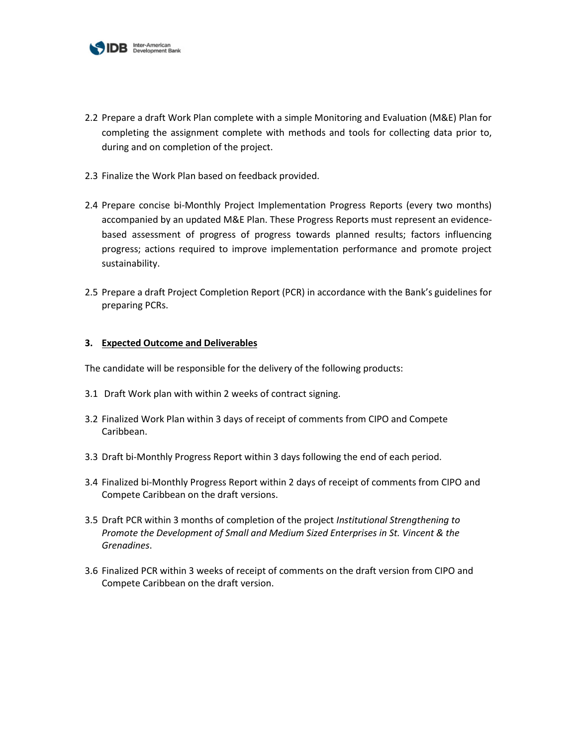2.2 Prepare a draft Work Plan complete with a simple Monitoring and Evaluation (M&E) Plan for completing the assignment complete with methods and tools for collecting data prior to, during and on completion of the project.

2.3 Finalize the Work Plan based on feedback provided.

2.4 Prepare concise bi-Monthly Project Implementation Progress Reports (every two months) accompanied by an updated M&E Plan. These Progress Reports must represent an evidence-based assessment of progress of progress towards planned results; factors influencing progress; actions required to improve implementation performance and promote project sustainability.

2.5 Prepare a draft Project Completion Report (PCR) in accordance with the Bank's guidelines for preparing PCRs.

### 3. <u>Expected Outcome and Deliverables</u>

The candidate will be responsible for the delivery of the following products:

3.1 Draft Work plan with within 2 weeks of contract signing.

3.2 Finalized Work Plan within 3 days of receipt of comments from CIPO and Compete Caribbean.

3.3 Draft bi-Monthly Progress Report within 3 days following the end of each period.

3.4 Finalized bi-Monthly Progress Report within 2 days of receipt of comments from CIPO and Compete Caribbean on the draft versions.

3.5 Draft PCR within 3 months of completion of the project *Institutional Strengthening to Promote the Development of Small and Medium Sized Enterprises in St. Vincent & the Grenadines*.

3.6 Finalized PCR within 3 weeks of receipt of comments on the draft version from CIPO and Compete Caribbean on the draft version.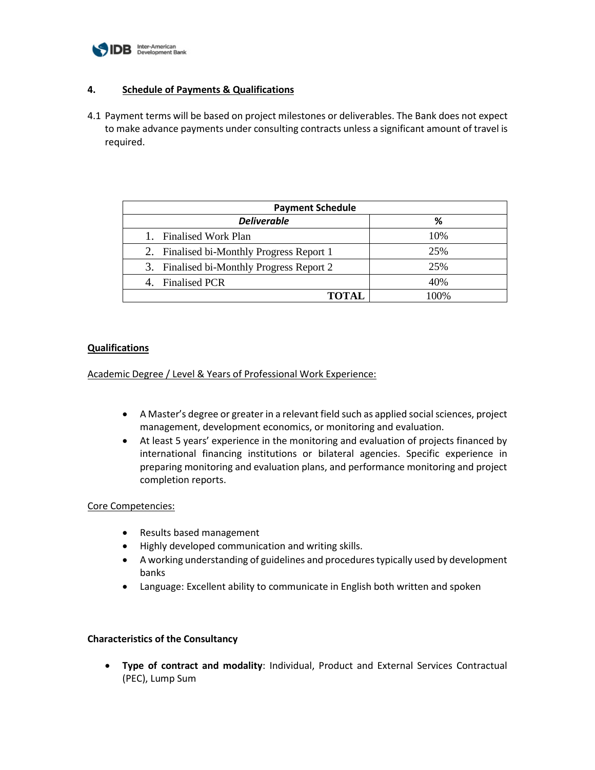## 4. Schedule of Payments & Qualifications

4.1 Payment terms will be based on project milestones or deliverables. The Bank does not expect to make advance payments under consulting contracts unless a significant amount of travel is required.

| Payment Schedule | |
|---|---|
| ***Deliverable*** | **%** |
| 1. Finalised Work Plan | 10% |
| 2. Finalised bi-Monthly Progress Report 1 | 25% |
| 3. Finalised bi-Monthly Progress Report 2 | 25% |
| 4. Finalised PCR | 40% |
| **TOTAL** | 100% |

**Qualifications**

Academic Degree / Level & Years of Professional Work Experience:

- A Master's degree or greater in a relevant field such as applied social sciences, project management, development economics, or monitoring and evaluation.
- At least 5 years' experience in the monitoring and evaluation of projects financed by international financing institutions or bilateral agencies. Specific experience in preparing monitoring and evaluation plans, and performance monitoring and project completion reports.

Core Competencies:

- Results based management
- Highly developed communication and writing skills.
- A working understanding of guidelines and procedures typically used by development banks
- Language: Excellent ability to communicate in English both written and spoken

**Characteristics of the Consultancy**

- **Type of contract and modality**: Individual, Product and External Services Contractual (PEC), Lump Sum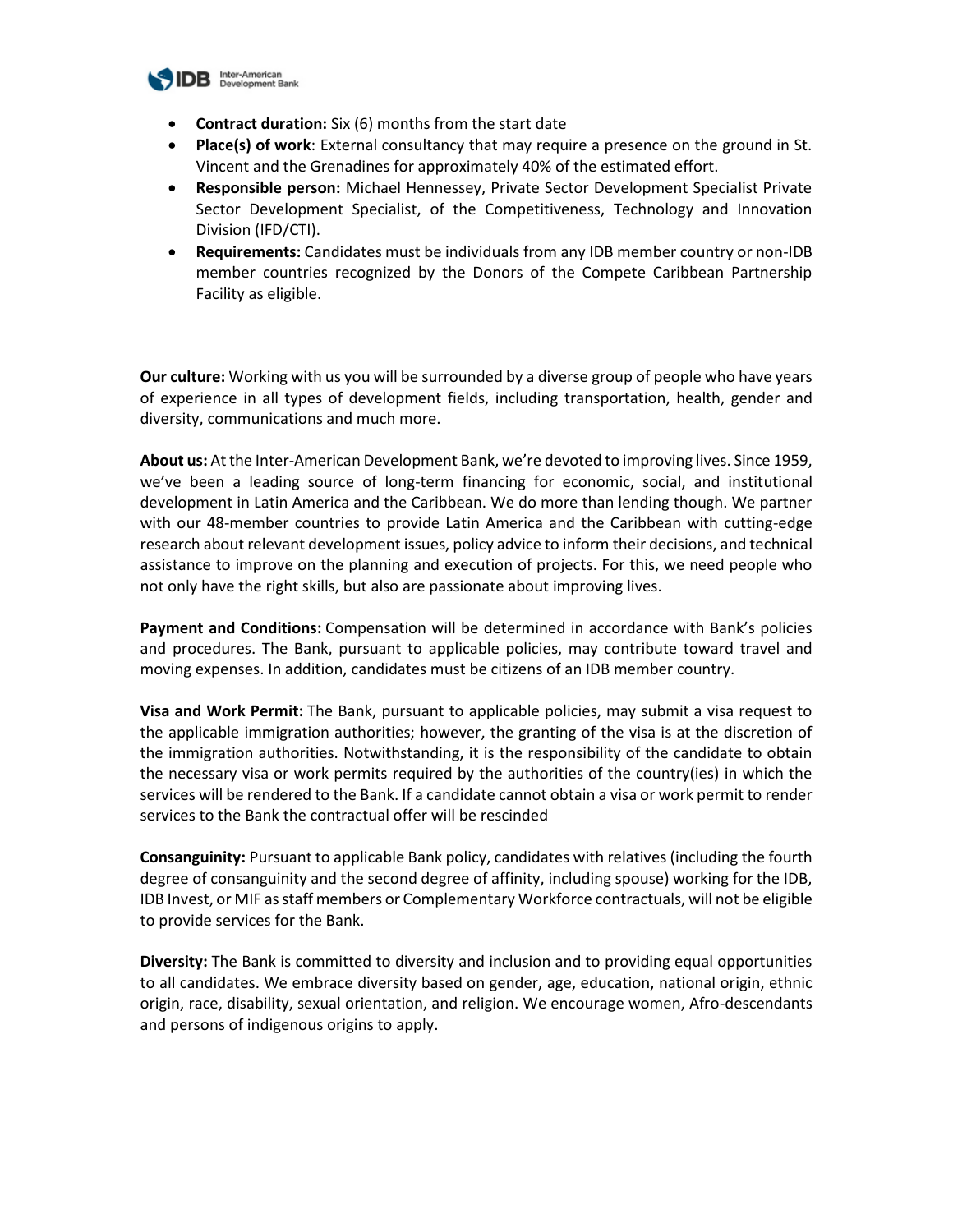- **Contract duration:** Six (6) months from the start date
- **Place(s) of work**: External consultancy that may require a presence on the ground in St. Vincent and the Grenadines for approximately 40% of the estimated effort.
- **Responsible person:** Michael Hennessey, Private Sector Development Specialist Private Sector Development Specialist, of the Competitiveness, Technology and Innovation Division (IFD/CTI).
- **Requirements:** Candidates must be individuals from any IDB member country or non-IDB member countries recognized by the Donors of the Compete Caribbean Partnership Facility as eligible.

**Our culture:** Working with us you will be surrounded by a diverse group of people who have years of experience in all types of development fields, including transportation, health, gender and diversity, communications and much more.

**About us:** At the Inter-American Development Bank, we're devoted to improving lives. Since 1959, we've been a leading source of long-term financing for economic, social, and institutional development in Latin America and the Caribbean. We do more than lending though. We partner with our 48-member countries to provide Latin America and the Caribbean with cutting-edge research about relevant development issues, policy advice to inform their decisions, and technical assistance to improve on the planning and execution of projects. For this, we need people who not only have the right skills, but also are passionate about improving lives.

**Payment and Conditions:** Compensation will be determined in accordance with Bank's policies and procedures. The Bank, pursuant to applicable policies, may contribute toward travel and moving expenses. In addition, candidates must be citizens of an IDB member country.

**Visa and Work Permit:** The Bank, pursuant to applicable policies, may submit a visa request to the applicable immigration authorities; however, the granting of the visa is at the discretion of the immigration authorities. Notwithstanding, it is the responsibility of the candidate to obtain the necessary visa or work permits required by the authorities of the country(ies) in which the services will be rendered to the Bank. If a candidate cannot obtain a visa or work permit to render services to the Bank the contractual offer will be rescinded

**Consanguinity:** Pursuant to applicable Bank policy, candidates with relatives (including the fourth degree of consanguinity and the second degree of affinity, including spouse) working for the IDB, IDB Invest, or MIF as staff members or Complementary Workforce contractuals, will not be eligible to provide services for the Bank.

**Diversity:** The Bank is committed to diversity and inclusion and to providing equal opportunities to all candidates. We embrace diversity based on gender, age, education, national origin, ethnic origin, race, disability, sexual orientation, and religion. We encourage women, Afro-descendants and persons of indigenous origins to apply.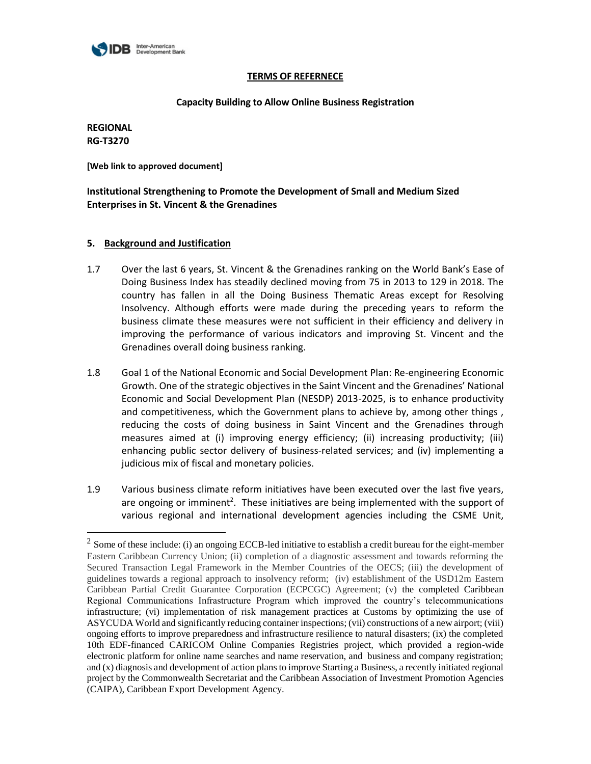**TERMS OF REFERNECE**

**Capacity Building to Allow Online Business Registration**

**REGIONAL**
**RG-T3270**

**[Web link to approved document]**

**Institutional Strengthening to Promote the Development of Small and Medium Sized Enterprises in St. Vincent & the Grenadines**

## 5. Background and Justification

1.7 Over the last 6 years, St. Vincent & the Grenadines ranking on the World Bank's Ease of Doing Business Index has steadily declined moving from 75 in 2013 to 129 in 2018. The country has fallen in all the Doing Business Thematic Areas except for Resolving Insolvency. Although efforts were made during the preceding years to reform the business climate these measures were not sufficient in their efficiency and delivery in improving the performance of various indicators and improving St. Vincent and the Grenadines overall doing business ranking.

1.8 Goal 1 of the National Economic and Social Development Plan: Re-engineering Economic Growth. One of the strategic objectives in the Saint Vincent and the Grenadines' National Economic and Social Development Plan (NESDP) 2013-2025, is to enhance productivity and competitiveness, which the Government plans to achieve by, among other things , reducing the costs of doing business in Saint Vincent and the Grenadines through measures aimed at (i) improving energy efficiency; (ii) increasing productivity; (iii) enhancing public sector delivery of business-related services; and (iv) implementing a judicious mix of fiscal and monetary policies.

1.9 Various business climate reform initiatives have been executed over the last five years, are ongoing or imminent[2]. These initiatives are being implemented with the support of various regional and international development agencies including the CSME Unit,

[2] Some of these include: (i) an ongoing ECCB-led initiative to establish a credit bureau for the eight-member Eastern Caribbean Currency Union; (ii) completion of a diagnostic assessment and towards reforming the Secured Transaction Legal Framework in the Member Countries of the OECS; (iii) the development of guidelines towards a regional approach to insolvency reform; (iv) establishment of the USD12m Eastern Caribbean Partial Credit Guarantee Corporation (ECPCGC) Agreement; (v) the completed Caribbean Regional Communications Infrastructure Program which improved the country's telecommunications infrastructure; (vi) implementation of risk management practices at Customs by optimizing the use of ASYCUDA World and significantly reducing container inspections; (vii) constructions of a new airport; (viii) ongoing efforts to improve preparedness and infrastructure resilience to natural disasters; (ix) the completed 10th EDF-financed CARICOM Online Companies Registries project, which provided a region-wide electronic platform for online name searches and name reservation, and business and company registration; and (x) diagnosis and development of action plans to improve Starting a Business, a recently initiated regional project by the Commonwealth Secretariat and the Caribbean Association of Investment Promotion Agencies (CAIPA), Caribbean Export Development Agency.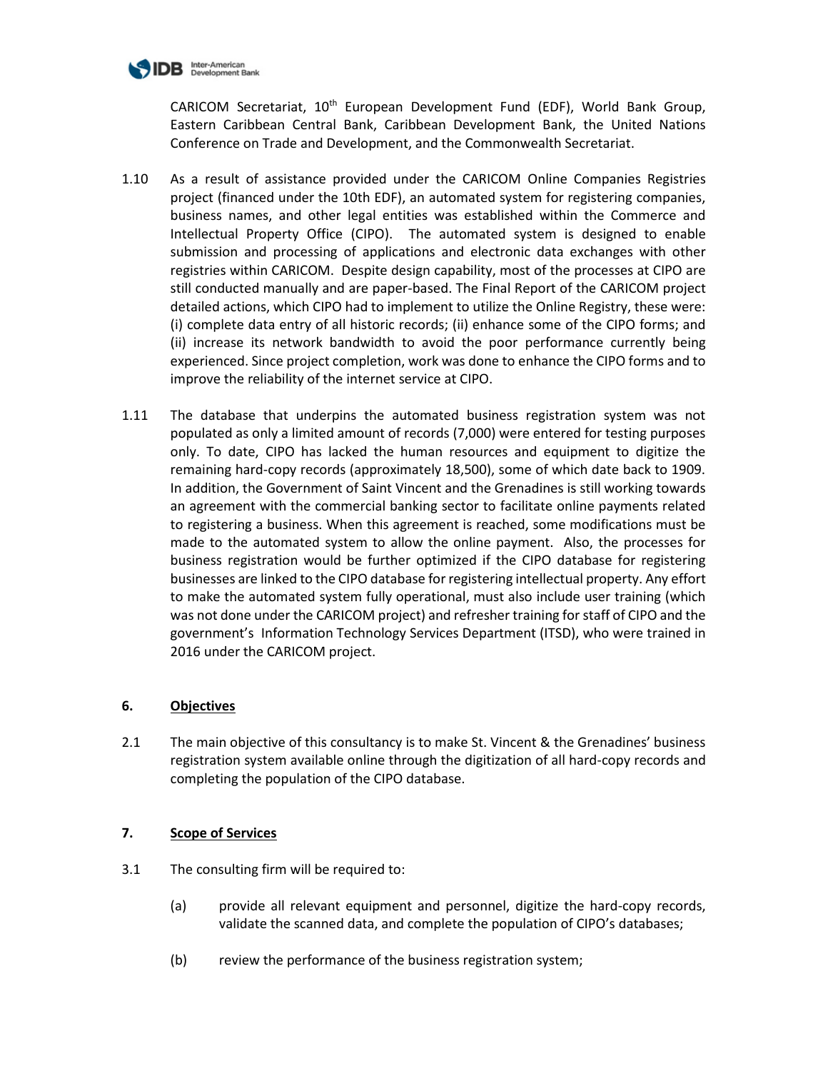CARICOM Secretariat, 10th European Development Fund (EDF), World Bank Group, Eastern Caribbean Central Bank, Caribbean Development Bank, the United Nations Conference on Trade and Development, and the Commonwealth Secretariat.

1.10 As a result of assistance provided under the CARICOM Online Companies Registries project (financed under the 10th EDF), an automated system for registering companies, business names, and other legal entities was established within the Commerce and Intellectual Property Office (CIPO). The automated system is designed to enable submission and processing of applications and electronic data exchanges with other registries within CARICOM. Despite design capability, most of the processes at CIPO are still conducted manually and are paper-based. The Final Report of the CARICOM project detailed actions, which CIPO had to implement to utilize the Online Registry, these were: (i) complete data entry of all historic records; (ii) enhance some of the CIPO forms; and (ii) increase its network bandwidth to avoid the poor performance currently being experienced. Since project completion, work was done to enhance the CIPO forms and to improve the reliability of the internet service at CIPO.

1.11 The database that underpins the automated business registration system was not populated as only a limited amount of records (7,000) were entered for testing purposes only. To date, CIPO has lacked the human resources and equipment to digitize the remaining hard-copy records (approximately 18,500), some of which date back to 1909. In addition, the Government of Saint Vincent and the Grenadines is still working towards an agreement with the commercial banking sector to facilitate online payments related to registering a business. When this agreement is reached, some modifications must be made to the automated system to allow the online payment. Also, the processes for business registration would be further optimized if the CIPO database for registering businesses are linked to the CIPO database for registering intellectual property. Any effort to make the automated system fully operational, must also include user training (which was not done under the CARICOM project) and refresher training for staff of CIPO and the government's Information Technology Services Department (ITSD), who were trained in 2016 under the CARICOM project.

## 6. Objectives

2.1 The main objective of this consultancy is to make St. Vincent & the Grenadines' business registration system available online through the digitization of all hard-copy records and completing the population of the CIPO database.

## 7. Scope of Services

3.1 The consulting firm will be required to:

(a) provide all relevant equipment and personnel, digitize the hard-copy records, validate the scanned data, and complete the population of CIPO's databases;

(b) review the performance of the business registration system;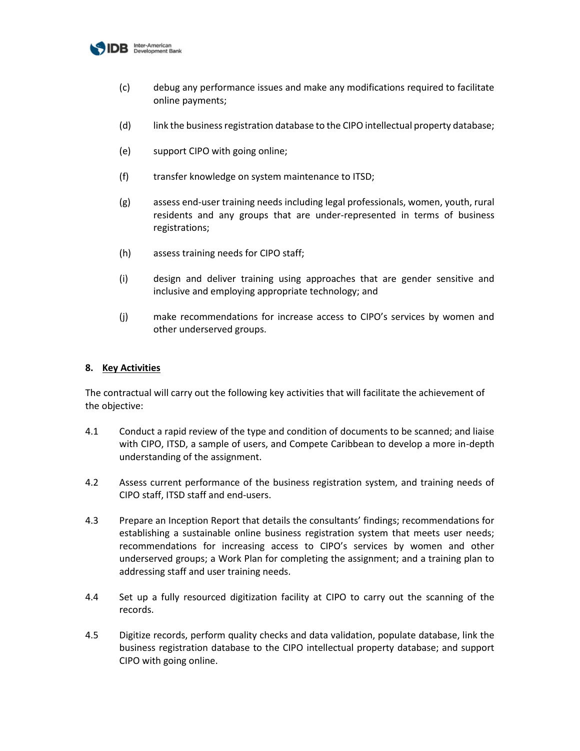(c) debug any performance issues and make any modifications required to facilitate online payments;

(d) link the business registration database to the CIPO intellectual property database;

(e) support CIPO with going online;

(f) transfer knowledge on system maintenance to ITSD;

(g) assess end-user training needs including legal professionals, women, youth, rural residents and any groups that are under-represented in terms of business registrations;

(h) assess training needs for CIPO staff;

(i) design and deliver training using approaches that are gender sensitive and inclusive and employing appropriate technology; and

(j) make recommendations for increase access to CIPO's services by women and other underserved groups.

## 8. Key Activities

The contractual will carry out the following key activities that will facilitate the achievement of the objective:

4.1 Conduct a rapid review of the type and condition of documents to be scanned; and liaise with CIPO, ITSD, a sample of users, and Compete Caribbean to develop a more in-depth understanding of the assignment.

4.2 Assess current performance of the business registration system, and training needs of CIPO staff, ITSD staff and end-users.

4.3 Prepare an Inception Report that details the consultants' findings; recommendations for establishing a sustainable online business registration system that meets user needs; recommendations for increasing access to CIPO's services by women and other underserved groups; a Work Plan for completing the assignment; and a training plan to addressing staff and user training needs.

4.4 Set up a fully resourced digitization facility at CIPO to carry out the scanning of the records.

4.5 Digitize records, perform quality checks and data validation, populate database, link the business registration database to the CIPO intellectual property database; and support CIPO with going online.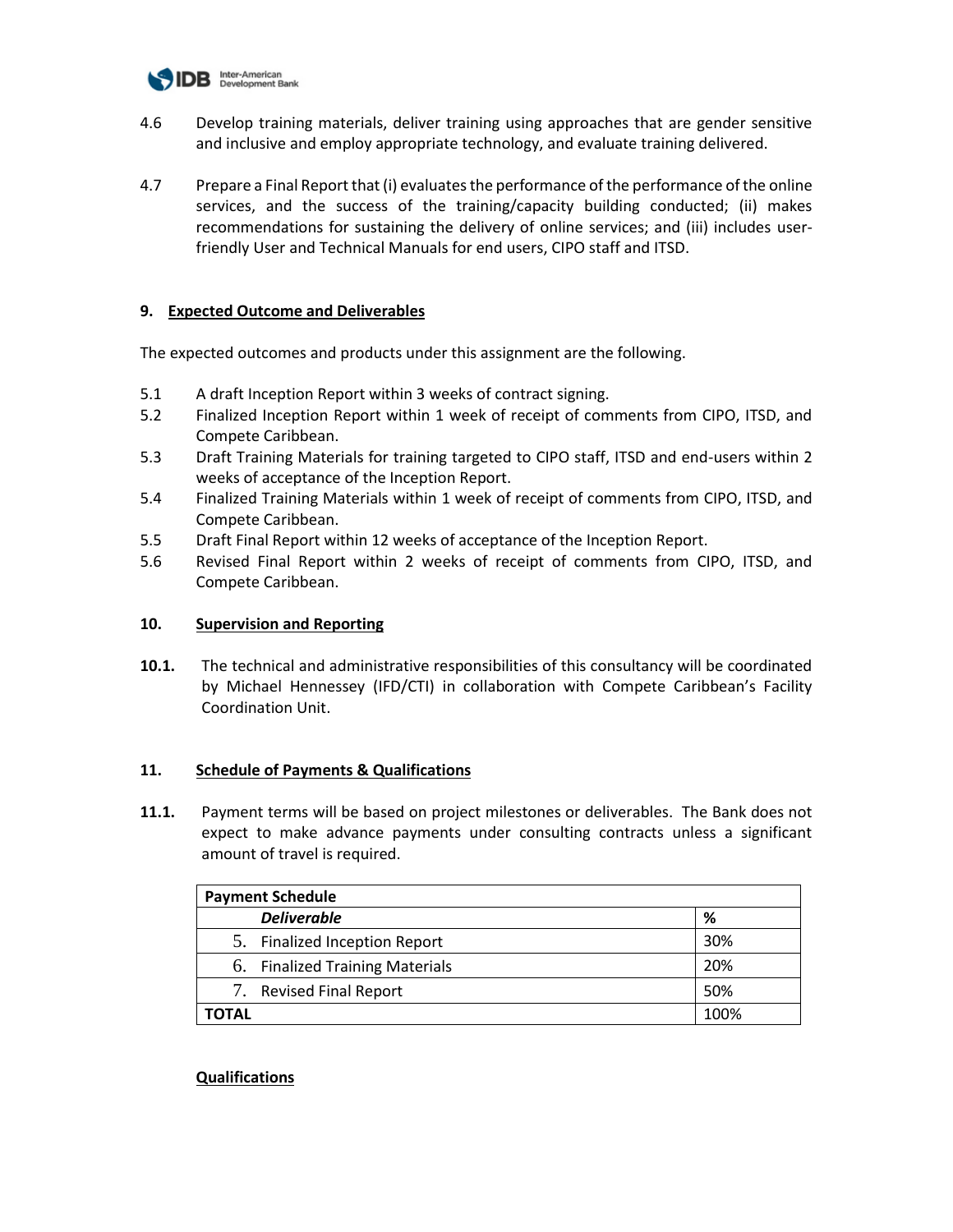4.6 Develop training materials, deliver training using approaches that are gender sensitive and inclusive and employ appropriate technology, and evaluate training delivered.

4.7 Prepare a Final Report that (i) evaluates the performance of the performance of the online services, and the success of the training/capacity building conducted; (ii) makes recommendations for sustaining the delivery of online services; and (iii) includes user-friendly User and Technical Manuals for end users, CIPO staff and ITSD.

## 9. Expected Outcome and Deliverables

The expected outcomes and products under this assignment are the following.

5.1 A draft Inception Report within 3 weeks of contract signing.
5.2 Finalized Inception Report within 1 week of receipt of comments from CIPO, ITSD, and Compete Caribbean.
5.3 Draft Training Materials for training targeted to CIPO staff, ITSD and end-users within 2 weeks of acceptance of the Inception Report.
5.4 Finalized Training Materials within 1 week of receipt of comments from CIPO, ITSD, and Compete Caribbean.
5.5 Draft Final Report within 12 weeks of acceptance of the Inception Report.
5.6 Revised Final Report within 2 weeks of receipt of comments from CIPO, ITSD, and Compete Caribbean.

## 10. Supervision and Reporting

**10.1.** The technical and administrative responsibilities of this consultancy will be coordinated by Michael Hennessey (IFD/CTI) in collaboration with Compete Caribbean's Facility Coordination Unit.

## 11. Schedule of Payments & Qualifications

**11.1.** Payment terms will be based on project milestones or deliverables. The Bank does not expect to make advance payments under consulting contracts unless a significant amount of travel is required.

| **Payment Schedule** | |
|---|---|
| ***Deliverable*** | **%** |
| 5. Finalized Inception Report | 30% |
| 6. Finalized Training Materials | 20% |
| 7. Revised Final Report | 50% |
| **TOTAL** | 100% |

**Qualifications**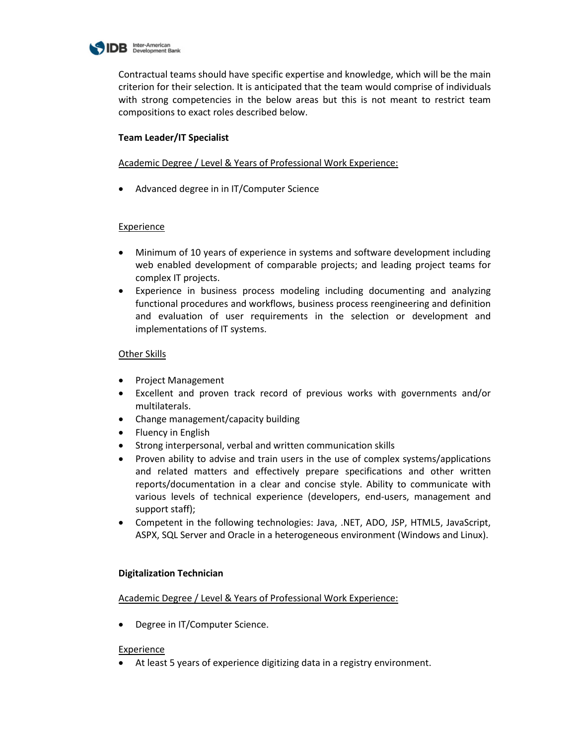Contractual teams should have specific expertise and knowledge, which will be the main criterion for their selection. It is anticipated that the team would comprise of individuals with strong competencies in the below areas but this is not meant to restrict team compositions to exact roles described below.

**Team Leader/IT Specialist**

Academic Degree / Level & Years of Professional Work Experience:

- Advanced degree in in IT/Computer Science

Experience

- Minimum of 10 years of experience in systems and software development including web enabled development of comparable projects; and leading project teams for complex IT projects.
- Experience in business process modeling including documenting and analyzing functional procedures and workflows, business process reengineering and definition and evaluation of user requirements in the selection or development and implementations of IT systems.

Other Skills

- Project Management
- Excellent and proven track record of previous works with governments and/or multilaterals.
- Change management/capacity building
- Fluency in English
- Strong interpersonal, verbal and written communication skills
- Proven ability to advise and train users in the use of complex systems/applications and related matters and effectively prepare specifications and other written reports/documentation in a clear and concise style. Ability to communicate with various levels of technical experience (developers, end-users, management and support staff);
- Competent in the following technologies: Java, .NET, ADO, JSP, HTML5, JavaScript, ASPX, SQL Server and Oracle in a heterogeneous environment (Windows and Linux).

**Digitalization Technician**

Academic Degree / Level & Years of Professional Work Experience:

- Degree in IT/Computer Science.

Experience

- At least 5 years of experience digitizing data in a registry environment.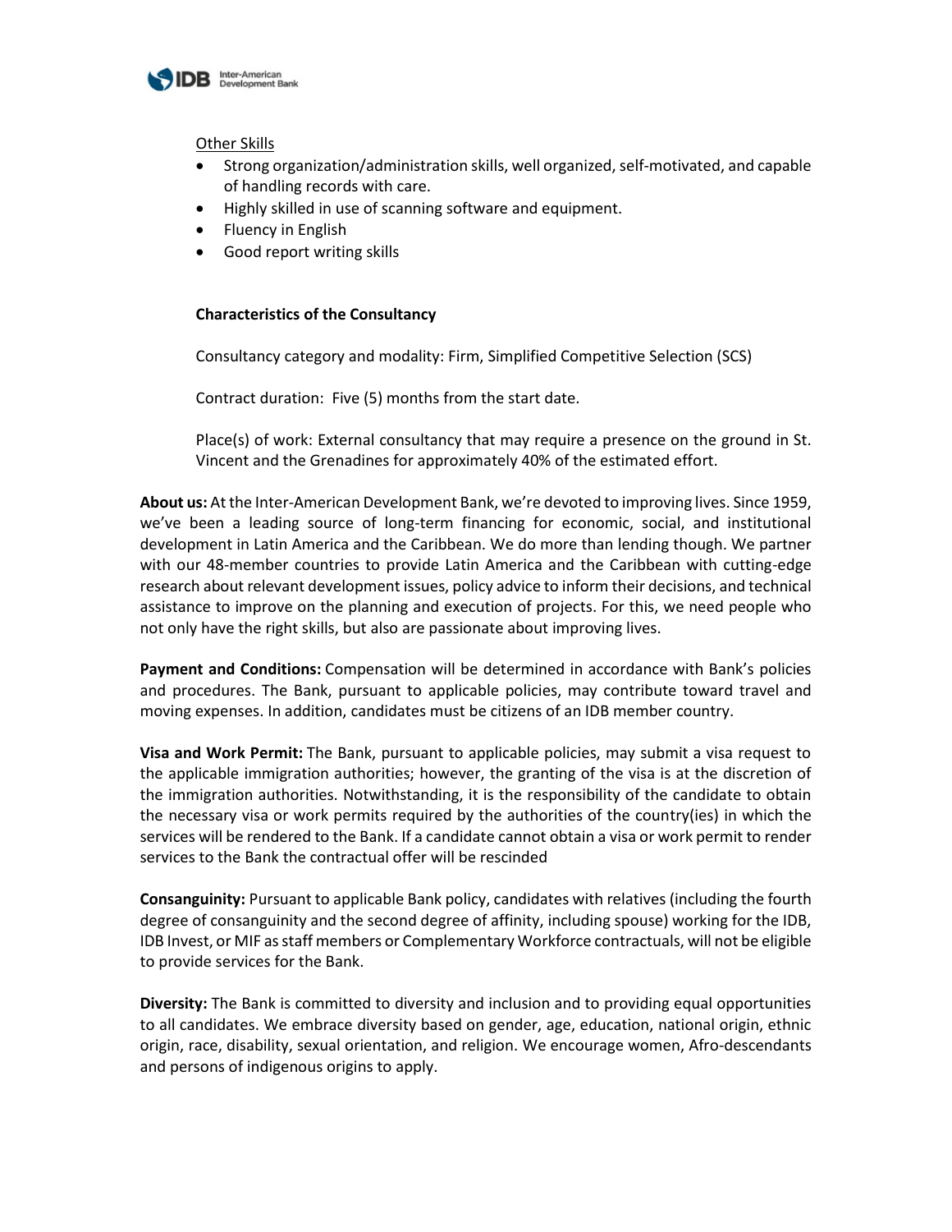Other Skills

- Strong organization/administration skills, well organized, self-motivated, and capable of handling records with care.
- Highly skilled in use of scanning software and equipment.
- Fluency in English
- Good report writing skills

**Characteristics of the Consultancy**

Consultancy category and modality: Firm, Simplified Competitive Selection (SCS)

Contract duration: Five (5) months from the start date.

Place(s) of work: External consultancy that may require a presence on the ground in St. Vincent and the Grenadines for approximately 40% of the estimated effort.

**About us:** At the Inter-American Development Bank, we're devoted to improving lives. Since 1959, we've been a leading source of long-term financing for economic, social, and institutional development in Latin America and the Caribbean. We do more than lending though. We partner with our 48-member countries to provide Latin America and the Caribbean with cutting-edge research about relevant development issues, policy advice to inform their decisions, and technical assistance to improve on the planning and execution of projects. For this, we need people who not only have the right skills, but also are passionate about improving lives.

**Payment and Conditions:** Compensation will be determined in accordance with Bank's policies and procedures. The Bank, pursuant to applicable policies, may contribute toward travel and moving expenses. In addition, candidates must be citizens of an IDB member country.

**Visa and Work Permit:** The Bank, pursuant to applicable policies, may submit a visa request to the applicable immigration authorities; however, the granting of the visa is at the discretion of the immigration authorities. Notwithstanding, it is the responsibility of the candidate to obtain the necessary visa or work permits required by the authorities of the country(ies) in which the services will be rendered to the Bank. If a candidate cannot obtain a visa or work permit to render services to the Bank the contractual offer will be rescinded

**Consanguinity:** Pursuant to applicable Bank policy, candidates with relatives (including the fourth degree of consanguinity and the second degree of affinity, including spouse) working for the IDB, IDB Invest, or MIF as staff members or Complementary Workforce contractuals, will not be eligible to provide services for the Bank.

**Diversity:** The Bank is committed to diversity and inclusion and to providing equal opportunities to all candidates. We embrace diversity based on gender, age, education, national origin, ethnic origin, race, disability, sexual orientation, and religion. We encourage women, Afro-descendants and persons of indigenous origins to apply.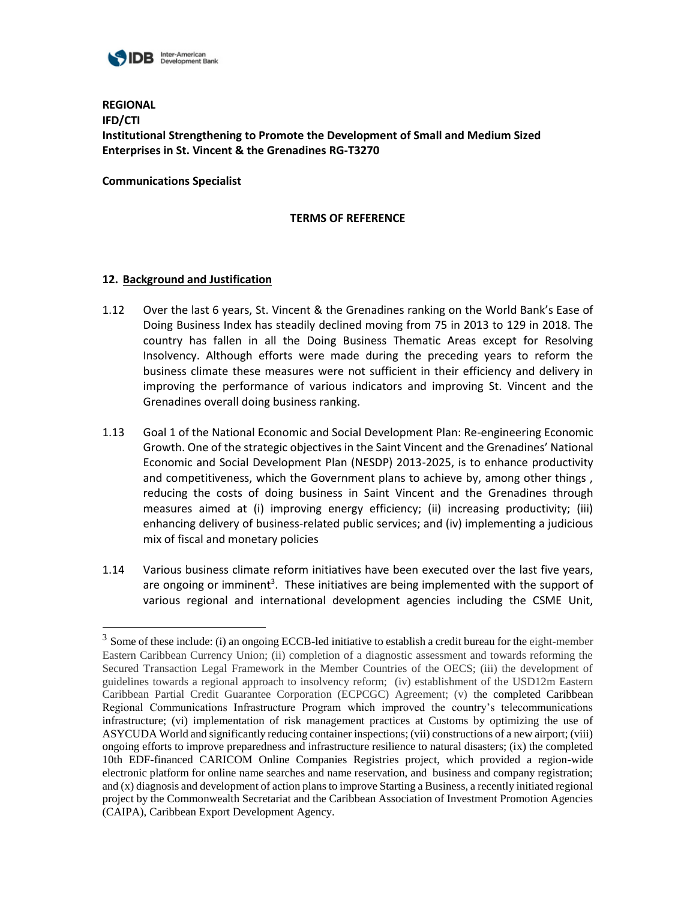**REGIONAL**
**IFD/CTI**
**Institutional Strengthening to Promote the Development of Small and Medium Sized Enterprises in St. Vincent & the Grenadines RG-T3270**

**Communications Specialist**

**TERMS OF REFERENCE**

## 12. Background and Justification

1.12 Over the last 6 years, St. Vincent & the Grenadines ranking on the World Bank's Ease of Doing Business Index has steadily declined moving from 75 in 2013 to 129 in 2018. The country has fallen in all the Doing Business Thematic Areas except for Resolving Insolvency. Although efforts were made during the preceding years to reform the business climate these measures were not sufficient in their efficiency and delivery in improving the performance of various indicators and improving St. Vincent and the Grenadines overall doing business ranking.

1.13 Goal 1 of the National Economic and Social Development Plan: Re-engineering Economic Growth. One of the strategic objectives in the Saint Vincent and the Grenadines' National Economic and Social Development Plan (NESDP) 2013-2025, is to enhance productivity and competitiveness, which the Government plans to achieve by, among other things , reducing the costs of doing business in Saint Vincent and the Grenadines through measures aimed at (i) improving energy efficiency; (ii) increasing productivity; (iii) enhancing delivery of business-related public services; and (iv) implementing a judicious mix of fiscal and monetary policies

1.14 Various business climate reform initiatives have been executed over the last five years, are ongoing or imminent[3]. These initiatives are being implemented with the support of various regional and international development agencies including the CSME Unit,

---

[3] Some of these include: (i) an ongoing ECCB-led initiative to establish a credit bureau for the eight-member Eastern Caribbean Currency Union; (ii) completion of a diagnostic assessment and towards reforming the Secured Transaction Legal Framework in the Member Countries of the OECS; (iii) the development of guidelines towards a regional approach to insolvency reform; (iv) establishment of the USD12m Eastern Caribbean Partial Credit Guarantee Corporation (ECPCGC) Agreement; (v) the completed Caribbean Regional Communications Infrastructure Program which improved the country's telecommunications infrastructure; (vi) implementation of risk management practices at Customs by optimizing the use of ASYCUDA World and significantly reducing container inspections; (vii) constructions of a new airport; (viii) ongoing efforts to improve preparedness and infrastructure resilience to natural disasters; (ix) the completed 10th EDF-financed CARICOM Online Companies Registries project, which provided a region-wide electronic platform for online name searches and name reservation, and business and company registration; and (x) diagnosis and development of action plans to improve Starting a Business, a recently initiated regional project by the Commonwealth Secretariat and the Caribbean Association of Investment Promotion Agencies (CAIPA), Caribbean Export Development Agency.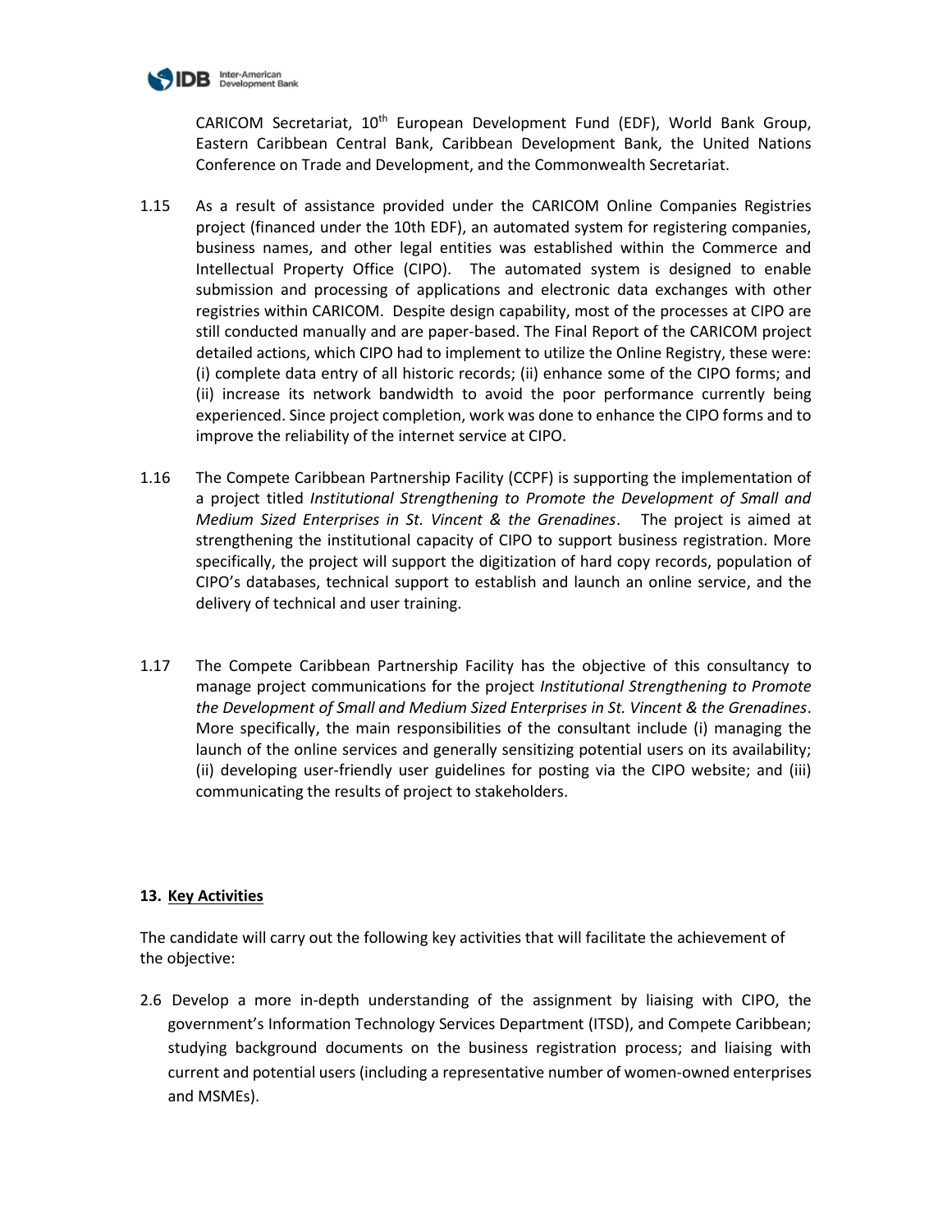CARICOM Secretariat, 10th European Development Fund (EDF), World Bank Group, Eastern Caribbean Central Bank, Caribbean Development Bank, the United Nations Conference on Trade and Development, and the Commonwealth Secretariat.

1.15 As a result of assistance provided under the CARICOM Online Companies Registries project (financed under the 10th EDF), an automated system for registering companies, business names, and other legal entities was established within the Commerce and Intellectual Property Office (CIPO). The automated system is designed to enable submission and processing of applications and electronic data exchanges with other registries within CARICOM. Despite design capability, most of the processes at CIPO are still conducted manually and are paper-based. The Final Report of the CARICOM project detailed actions, which CIPO had to implement to utilize the Online Registry, these were: (i) complete data entry of all historic records; (ii) enhance some of the CIPO forms; and (ii) increase its network bandwidth to avoid the poor performance currently being experienced. Since project completion, work was done to enhance the CIPO forms and to improve the reliability of the internet service at CIPO.

1.16 The Compete Caribbean Partnership Facility (CCPF) is supporting the implementation of a project titled *Institutional Strengthening to Promote the Development of Small and Medium Sized Enterprises in St. Vincent & the Grenadines*. The project is aimed at strengthening the institutional capacity of CIPO to support business registration. More specifically, the project will support the digitization of hard copy records, population of CIPO's databases, technical support to establish and launch an online service, and the delivery of technical and user training.

1.17 The Compete Caribbean Partnership Facility has the objective of this consultancy to manage project communications for the project *Institutional Strengthening to Promote the Development of Small and Medium Sized Enterprises in St. Vincent & the Grenadines*. More specifically, the main responsibilities of the consultant include (i) managing the launch of the online services and generally sensitizing potential users on its availability; (ii) developing user-friendly user guidelines for posting via the CIPO website; and (iii) communicating the results of project to stakeholders.

## 13. Key Activities

The candidate will carry out the following key activities that will facilitate the achievement of the objective:

2.6 Develop a more in-depth understanding of the assignment by liaising with CIPO, the government's Information Technology Services Department (ITSD), and Compete Caribbean; studying background documents on the business registration process; and liaising with current and potential users (including a representative number of women-owned enterprises and MSMEs).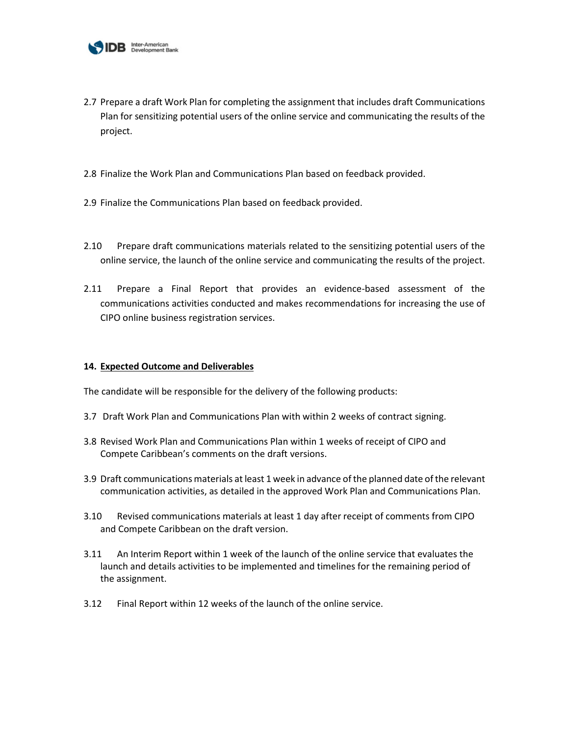2.7 Prepare a draft Work Plan for completing the assignment that includes draft Communications Plan for sensitizing potential users of the online service and communicating the results of the project.

2.8 Finalize the Work Plan and Communications Plan based on feedback provided.

2.9 Finalize the Communications Plan based on feedback provided.

2.10 Prepare draft communications materials related to the sensitizing potential users of the online service, the launch of the online service and communicating the results of the project.

2.11 Prepare a Final Report that provides an evidence-based assessment of the communications activities conducted and makes recommendations for increasing the use of CIPO online business registration services.

**14. <u>Expected Outcome and Deliverables</u>**

The candidate will be responsible for the delivery of the following products:

3.7 Draft Work Plan and Communications Plan with within 2 weeks of contract signing.

3.8 Revised Work Plan and Communications Plan within 1 weeks of receipt of CIPO and Compete Caribbean's comments on the draft versions.

3.9 Draft communications materials at least 1 week in advance of the planned date of the relevant communication activities, as detailed in the approved Work Plan and Communications Plan.

3.10 Revised communications materials at least 1 day after receipt of comments from CIPO and Compete Caribbean on the draft version.

3.11 An Interim Report within 1 week of the launch of the online service that evaluates the launch and details activities to be implemented and timelines for the remaining period of the assignment.

3.12 Final Report within 12 weeks of the launch of the online service.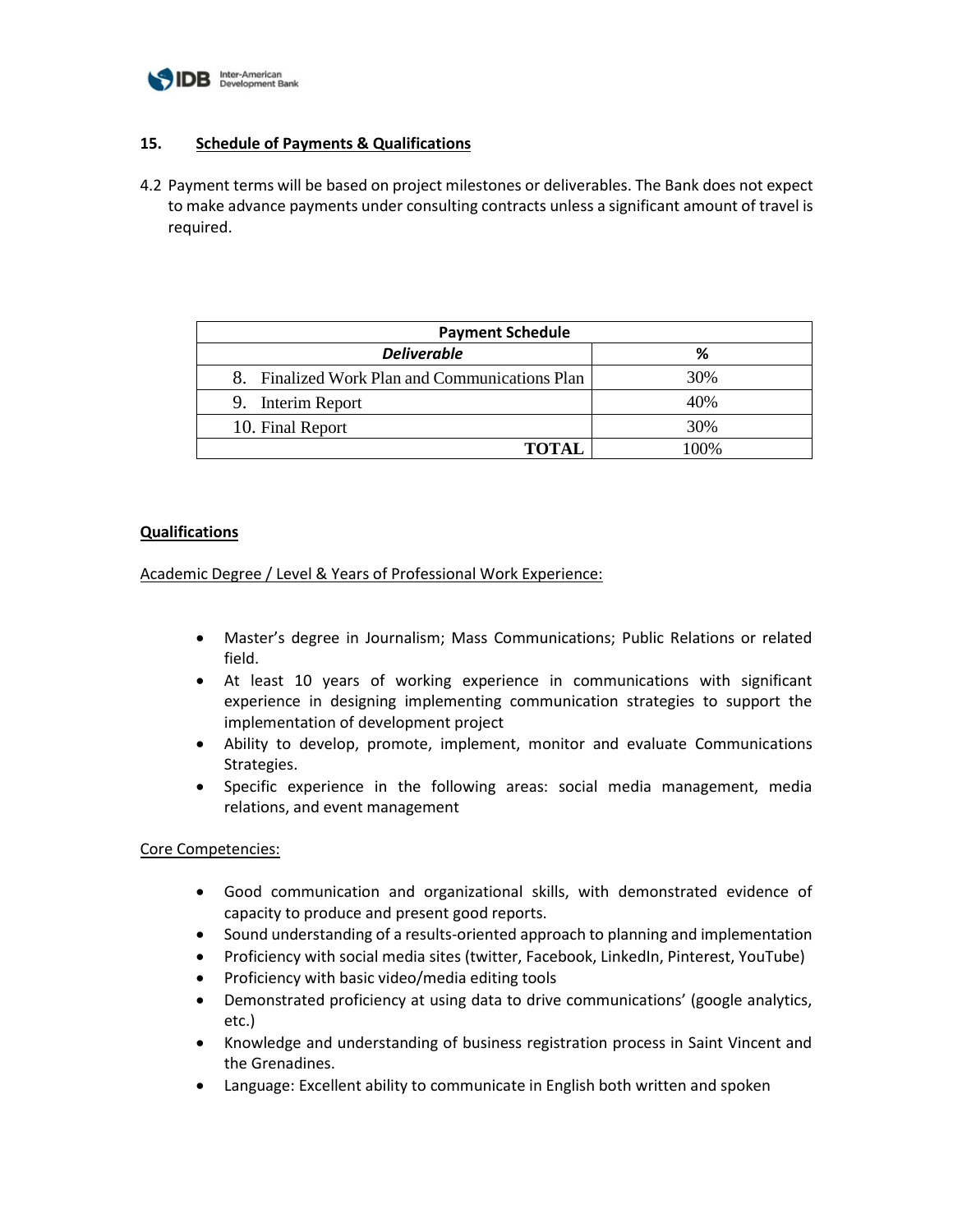## 15. Schedule of Payments & Qualifications

4.2 Payment terms will be based on project milestones or deliverables. The Bank does not expect to make advance payments under consulting contracts unless a significant amount of travel is required.

| Payment Schedule | |
|---|---|
| ***Deliverable*** | **%** |
| 8. Finalized Work Plan and Communications Plan | 30% |
| 9. Interim Report | 40% |
| 10. Final Report | 30% |
| **TOTAL** | 100% |

**Qualifications**

Academic Degree / Level & Years of Professional Work Experience:

- Master's degree in Journalism; Mass Communications; Public Relations or related field.
- At least 10 years of working experience in communications with significant experience in designing implementing communication strategies to support the implementation of development project
- Ability to develop, promote, implement, monitor and evaluate Communications Strategies.
- Specific experience in the following areas: social media management, media relations, and event management

Core Competencies:

- Good communication and organizational skills, with demonstrated evidence of capacity to produce and present good reports.
- Sound understanding of a results-oriented approach to planning and implementation
- Proficiency with social media sites (twitter, Facebook, LinkedIn, Pinterest, YouTube)
- Proficiency with basic video/media editing tools
- Demonstrated proficiency at using data to drive communications' (google analytics, etc.)
- Knowledge and understanding of business registration process in Saint Vincent and the Grenadines.
- Language: Excellent ability to communicate in English both written and spoken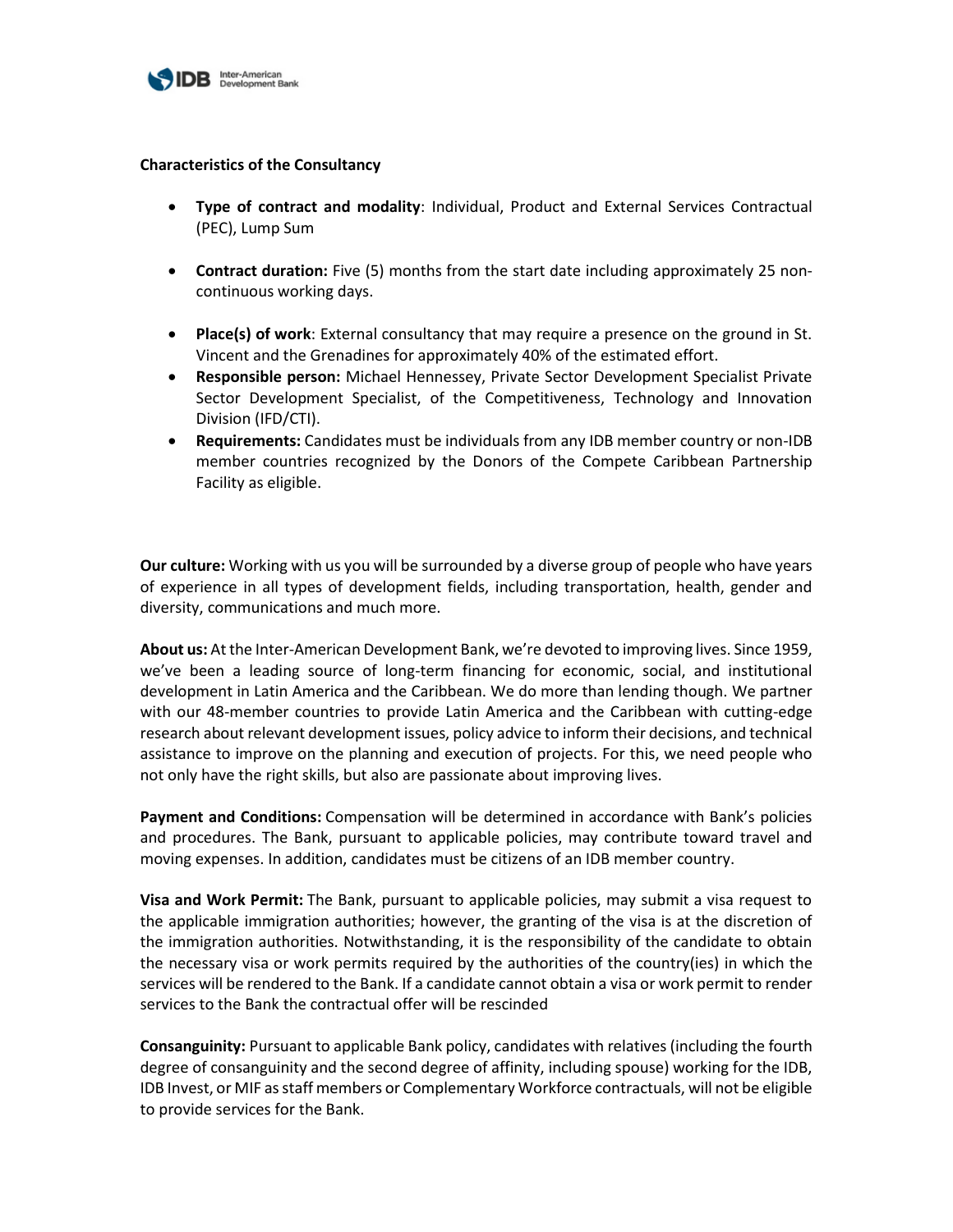**Characteristics of the Consultancy**

- **Type of contract and modality**: Individual, Product and External Services Contractual (PEC), Lump Sum

- **Contract duration:** Five (5) months from the start date including approximately 25 non-continuous working days.

- **Place(s) of work**: External consultancy that may require a presence on the ground in St. Vincent and the Grenadines for approximately 40% of the estimated effort.
- **Responsible person:** Michael Hennessey, Private Sector Development Specialist Private Sector Development Specialist, of the Competitiveness, Technology and Innovation Division (IFD/CTI).
- **Requirements:** Candidates must be individuals from any IDB member country or non-IDB member countries recognized by the Donors of the Compete Caribbean Partnership Facility as eligible.

**Our culture:** Working with us you will be surrounded by a diverse group of people who have years of experience in all types of development fields, including transportation, health, gender and diversity, communications and much more.

**About us:** At the Inter-American Development Bank, we're devoted to improving lives. Since 1959, we've been a leading source of long-term financing for economic, social, and institutional development in Latin America and the Caribbean. We do more than lending though. We partner with our 48-member countries to provide Latin America and the Caribbean with cutting-edge research about relevant development issues, policy advice to inform their decisions, and technical assistance to improve on the planning and execution of projects. For this, we need people who not only have the right skills, but also are passionate about improving lives.

**Payment and Conditions:** Compensation will be determined in accordance with Bank's policies and procedures. The Bank, pursuant to applicable policies, may contribute toward travel and moving expenses. In addition, candidates must be citizens of an IDB member country.

**Visa and Work Permit:** The Bank, pursuant to applicable policies, may submit a visa request to the applicable immigration authorities; however, the granting of the visa is at the discretion of the immigration authorities. Notwithstanding, it is the responsibility of the candidate to obtain the necessary visa or work permits required by the authorities of the country(ies) in which the services will be rendered to the Bank. If a candidate cannot obtain a visa or work permit to render services to the Bank the contractual offer will be rescinded

**Consanguinity:** Pursuant to applicable Bank policy, candidates with relatives (including the fourth degree of consanguinity and the second degree of affinity, including spouse) working for the IDB, IDB Invest, or MIF as staff members or Complementary Workforce contractuals, will not be eligible to provide services for the Bank.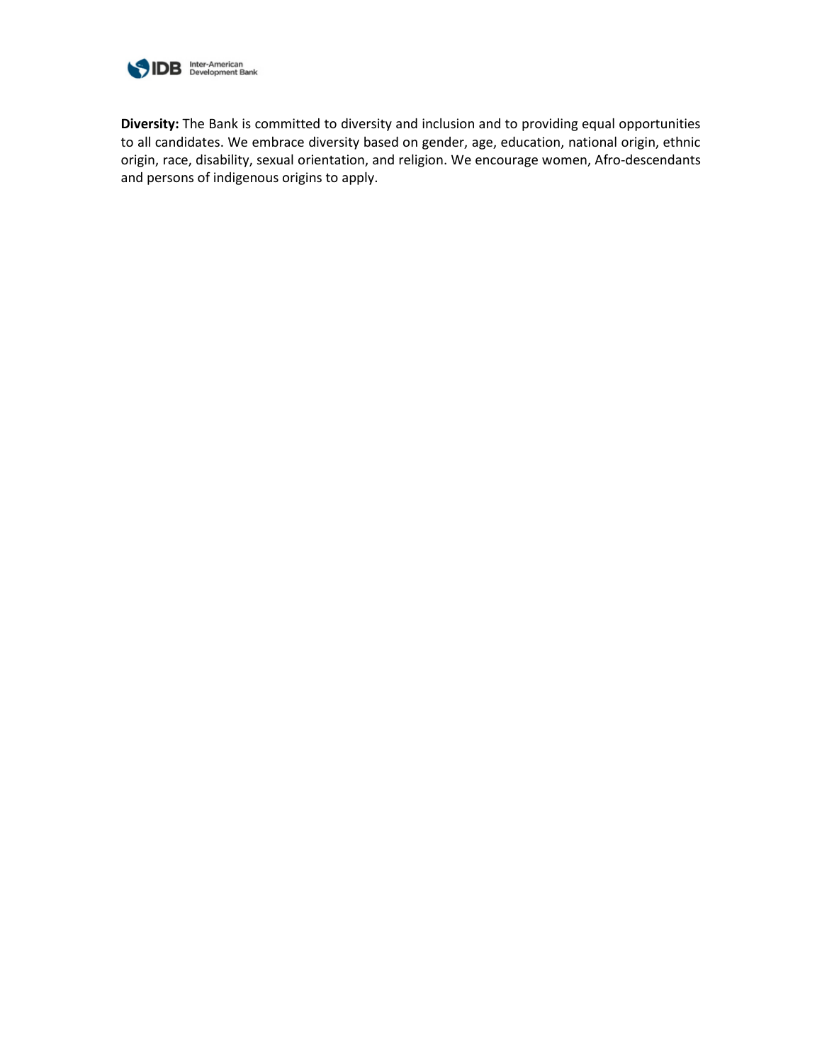**Diversity:** The Bank is committed to diversity and inclusion and to providing equal opportunities to all candidates. We embrace diversity based on gender, age, education, national origin, ethnic origin, race, disability, sexual orientation, and religion. We encourage women, Afro-descendants and persons of indigenous origins to apply.